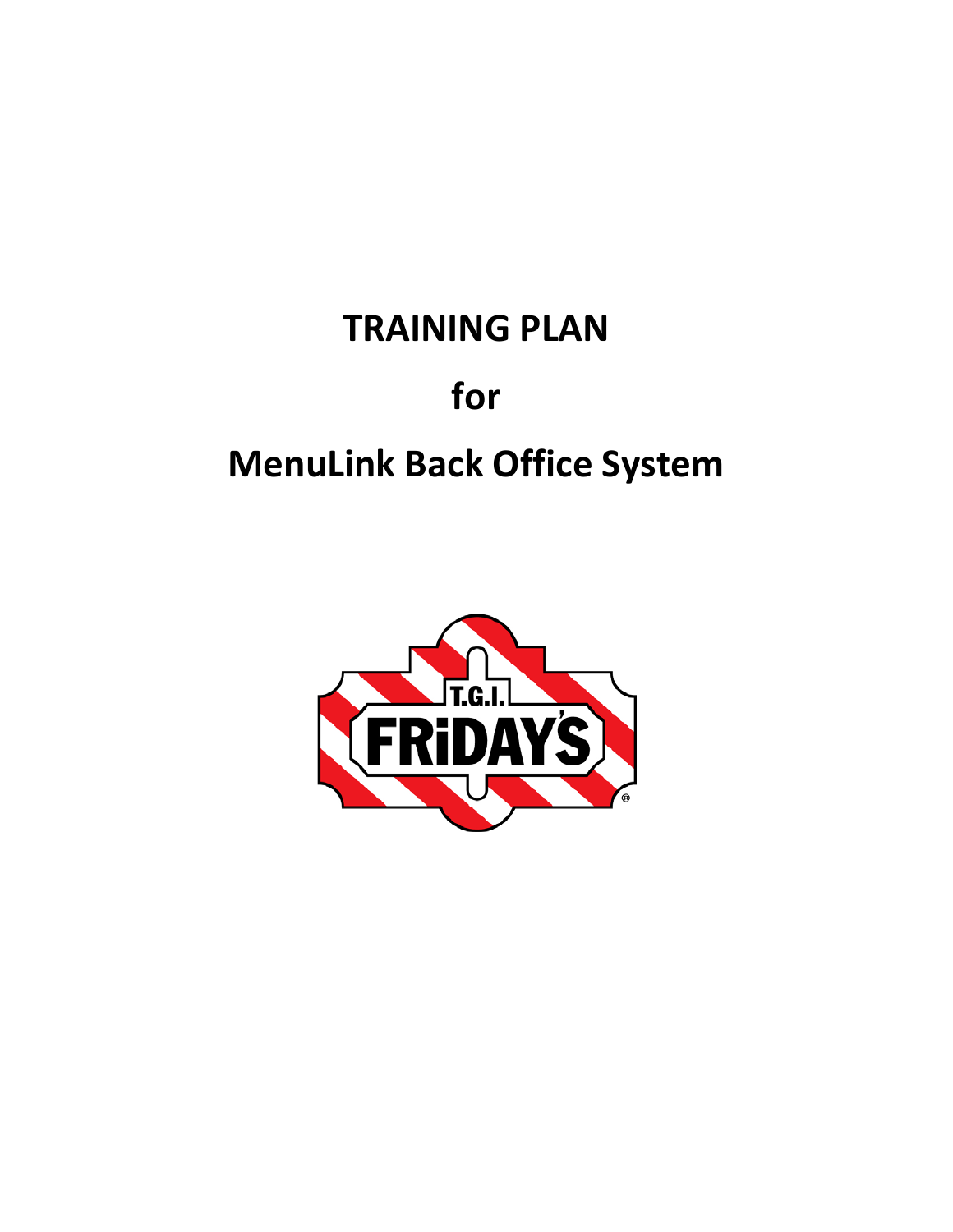# TRAINING PLAN

# for

# MenuLink Back Office System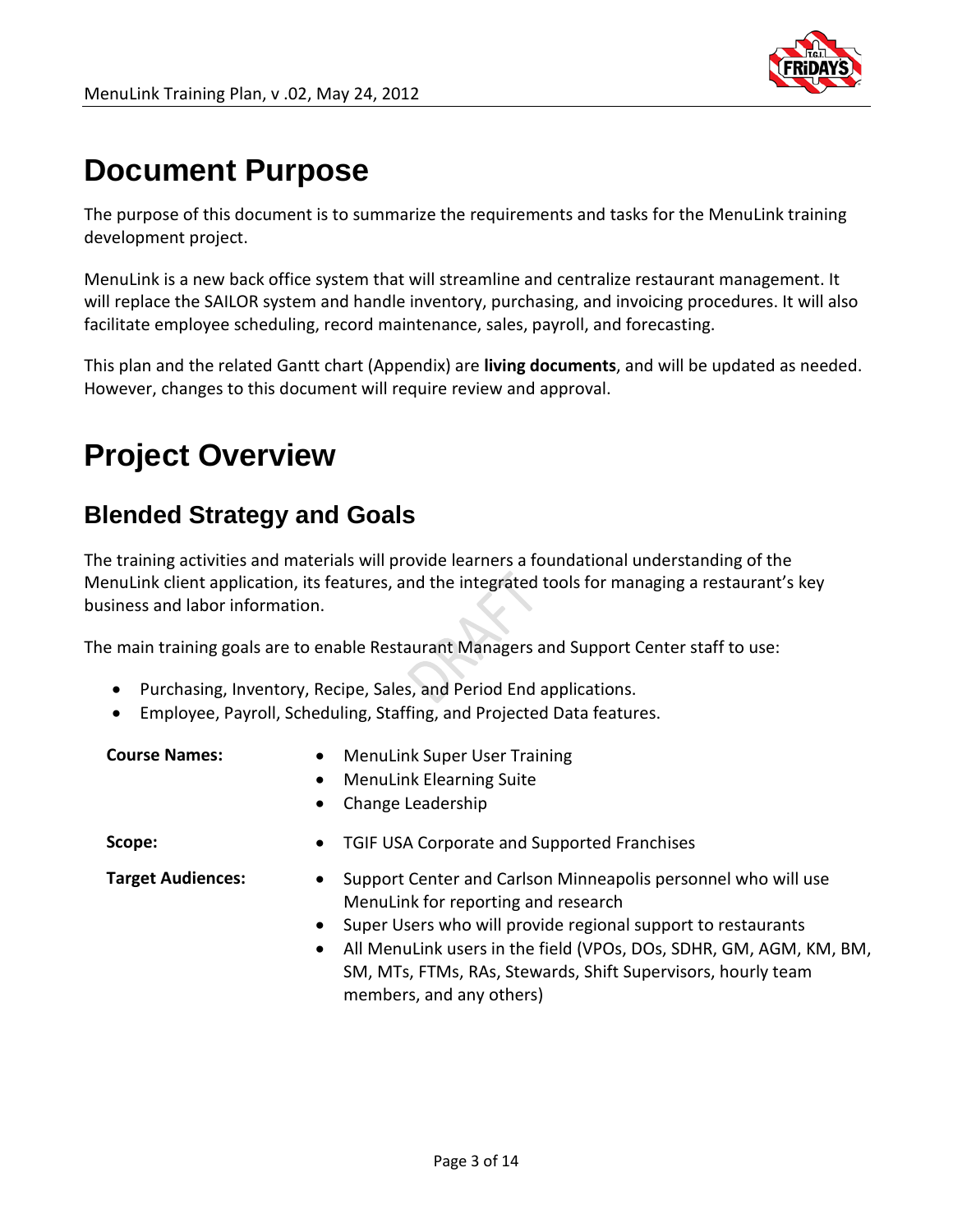# Document Purpose

The purpose of this document is to summarize the requirements and tasks for the MenuLink training development project.

MenuLink is a new back office system that will streamline and centralize restaurant management. It will replace the SAILOR system and handle inventory, purchasing, and invoicing procedures. It will also facilitate employee scheduling, record maintenance, sales, payroll, and forecasting.

This plan and the related Gantt chart (Appendix) are **living documents**, and will be updated as needed. However, changes to this document will require review and approval.

# Project Overview

## Blended Strategy and Goals

The training activities and materials will provide learners a foundational understanding of the MenuLink client application, its features, and the integrated tools for managing a restaurant's key business and labor information.

The main training goals are to enable Restaurant Managers and Support Center staff to use:

- Purchasing, Inventory, Recipe, Sales, and Period End applications.
- Employee, Payroll, Scheduling, Staffing, and Projected Data features.

**Course Names:**

- MenuLink Super User Training
- MenuLink Elearning Suite
- Change Leadership

**Scope:**

- TGIF USA Corporate and Supported Franchises

**Target Audiences:**

- Support Center and Carlson Minneapolis personnel who will use MenuLink for reporting and research
- Super Users who will provide regional support to restaurants
- All MenuLink users in the field (VPOs, DOs, SDHR, GM, AGM, KM, BM, SM, MTs, FTMs, RAs, Stewards, Shift Supervisors, hourly team members, and any others)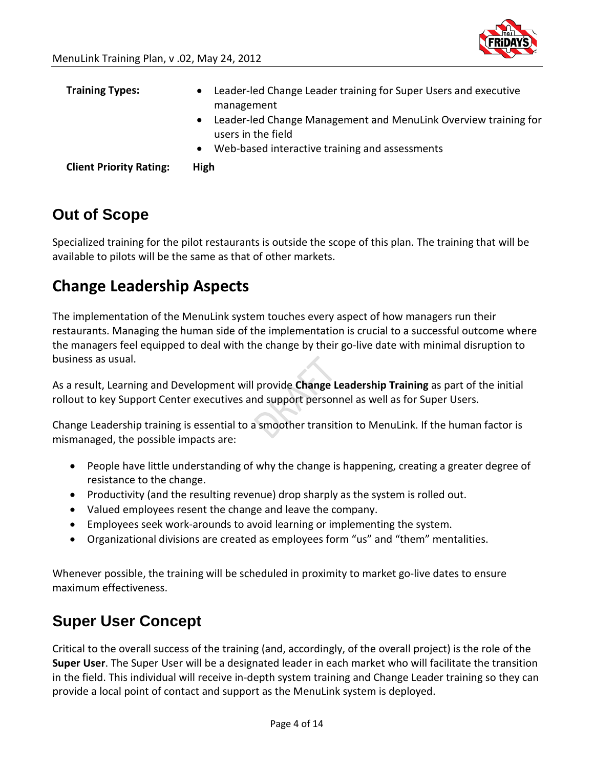**Training Types:**

- Leader-led Change Leader training for Super Users and executive management
- Leader-led Change Management and MenuLink Overview training for users in the field
- Web-based interactive training and assessments

**Client Priority Rating:** **High**

## Out of Scope

Specialized training for the pilot restaurants is outside the scope of this plan. The training that will be available to pilots will be the same as that of other markets.

## Change Leadership Aspects

The implementation of the MenuLink system touches every aspect of how managers run their restaurants. Managing the human side of the implementation is crucial to a successful outcome where the managers feel equipped to deal with the change by their go-live date with minimal disruption to business as usual.

As a result, Learning and Development will provide **Change Leadership Training** as part of the initial rollout to key Support Center executives and support personnel as well as for Super Users.

Change Leadership training is essential to a smoother transition to MenuLink. If the human factor is mismanaged, the possible impacts are:

- People have little understanding of why the change is happening, creating a greater degree of resistance to the change.
- Productivity (and the resulting revenue) drop sharply as the system is rolled out.
- Valued employees resent the change and leave the company.
- Employees seek work-arounds to avoid learning or implementing the system.
- Organizational divisions are created as employees form “us” and “them” mentalities.

Whenever possible, the training will be scheduled in proximity to market go-live dates to ensure maximum effectiveness.

## Super User Concept

Critical to the overall success of the training (and, accordingly, of the overall project) is the role of the **Super User**. The Super User will be a designated leader in each market who will facilitate the transition in the field. This individual will receive in-depth system training and Change Leader training so they can provide a local point of contact and support as the MenuLink system is deployed.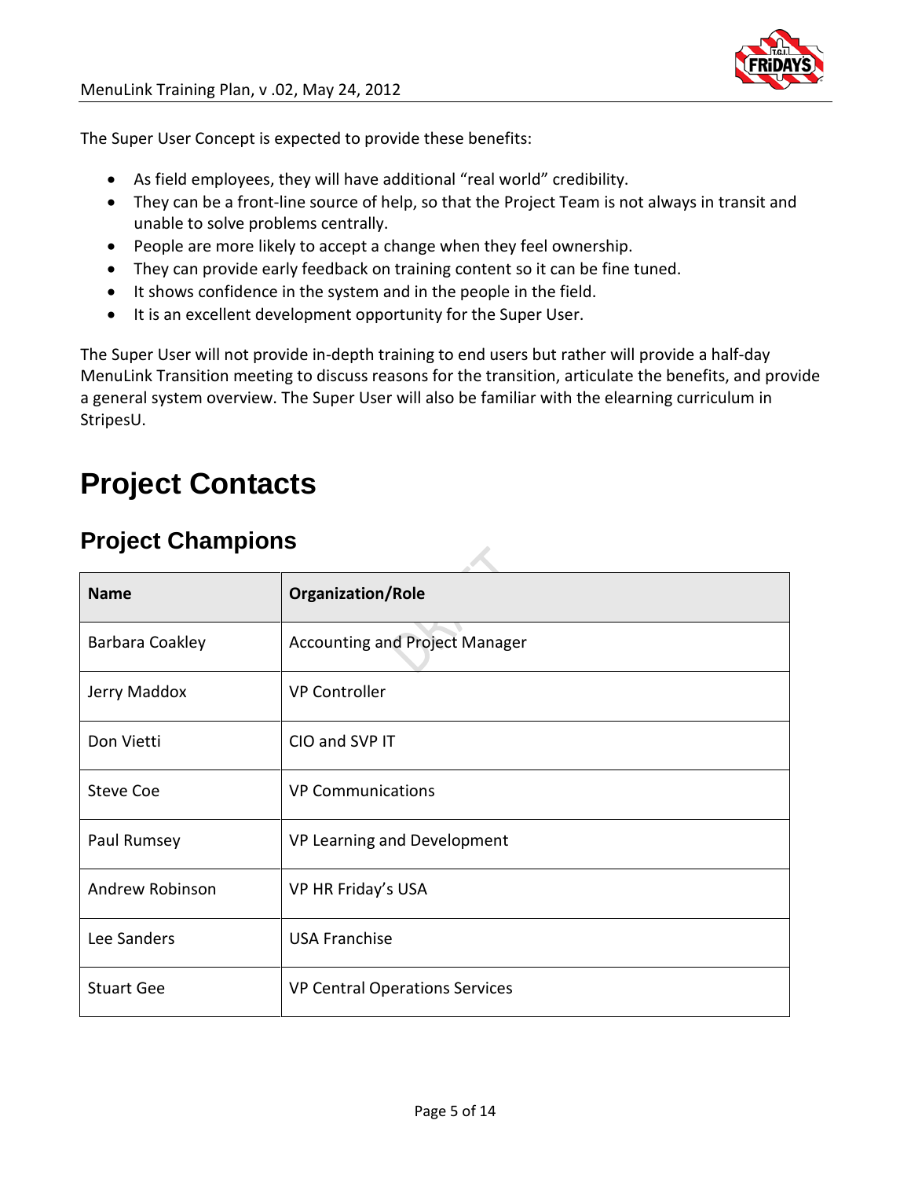The Super User Concept is expected to provide these benefits:

- As field employees, they will have additional "real world" credibility.
- They can be a front-line source of help, so that the Project Team is not always in transit and unable to solve problems centrally.
- People are more likely to accept a change when they feel ownership.
- They can provide early feedback on training content so it can be fine tuned.
- It shows confidence in the system and in the people in the field.
- It is an excellent development opportunity for the Super User.

The Super User will not provide in-depth training to end users but rather will provide a half-day MenuLink Transition meeting to discuss reasons for the transition, articulate the benefits, and provide a general system overview. The Super User will also be familiar with the elearning curriculum in StripesU.

# Project Contacts

## Project Champions

| Name | Organization/Role |
| --- | --- |
| Barbara Coakley | Accounting and Project Manager |
| Jerry Maddox | VP Controller |
| Don Vietti | CIO and SVP IT |
| Steve Coe | VP Communications |
| Paul Rumsey | VP Learning and Development |
| Andrew Robinson | VP HR Friday's USA |
| Lee Sanders | USA Franchise |
| Stuart Gee | VP Central Operations Services |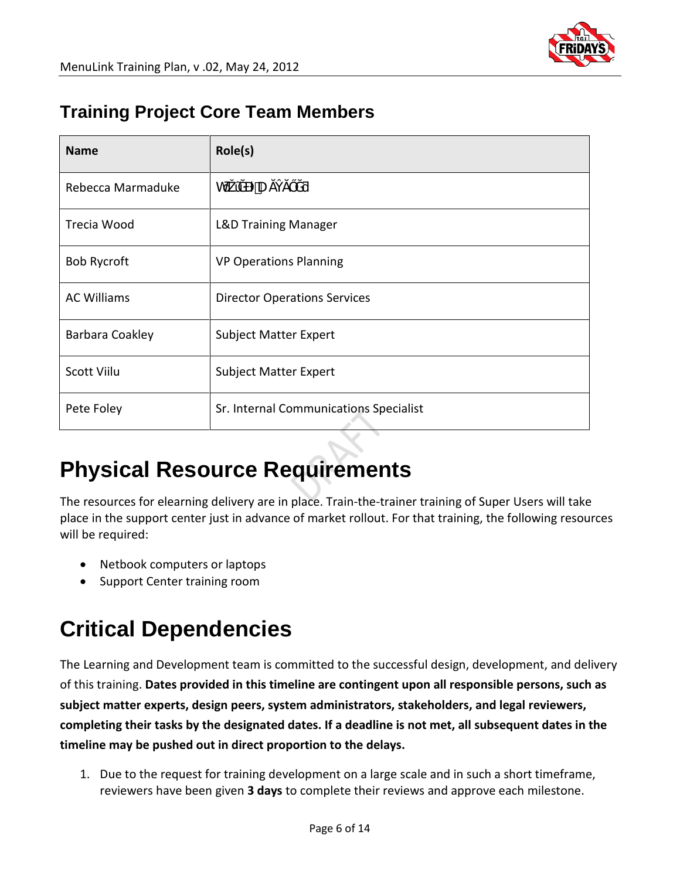## Training Project Core Team Members

| Name | Role(s) |
| --- | --- |
| Rebecca Marmaduke | WƌŽũĞĐƚ DĂŶĂŐĞƌ |
| Trecia Wood | L&D Training Manager |
| Bob Rycroft | VP Operations Planning |
| AC Williams | Director Operations Services |
| Barbara Coakley | Subject Matter Expert |
| Scott Viilu | Subject Matter Expert |
| Pete Foley | Sr. Internal Communications Specialist |

# Physical Resource Requirements

The resources for elearning delivery are in place. Train-the-trainer training of Super Users will take place in the support center just in advance of market rollout. For that training, the following resources will be required:

- Netbook computers or laptops
- Support Center training room

# Critical Dependencies

The Learning and Development team is committed to the successful design, development, and delivery of this training. **Dates provided in this timeline are contingent upon all responsible persons, such as subject matter experts, design peers, system administrators, stakeholders, and legal reviewers, completing their tasks by the designated dates. If a deadline is not met, all subsequent dates in the timeline may be pushed out in direct proportion to the delays.**

1. Due to the request for training development on a large scale and in such a short timeframe, reviewers have been given **3 days** to complete their reviews and approve each milestone.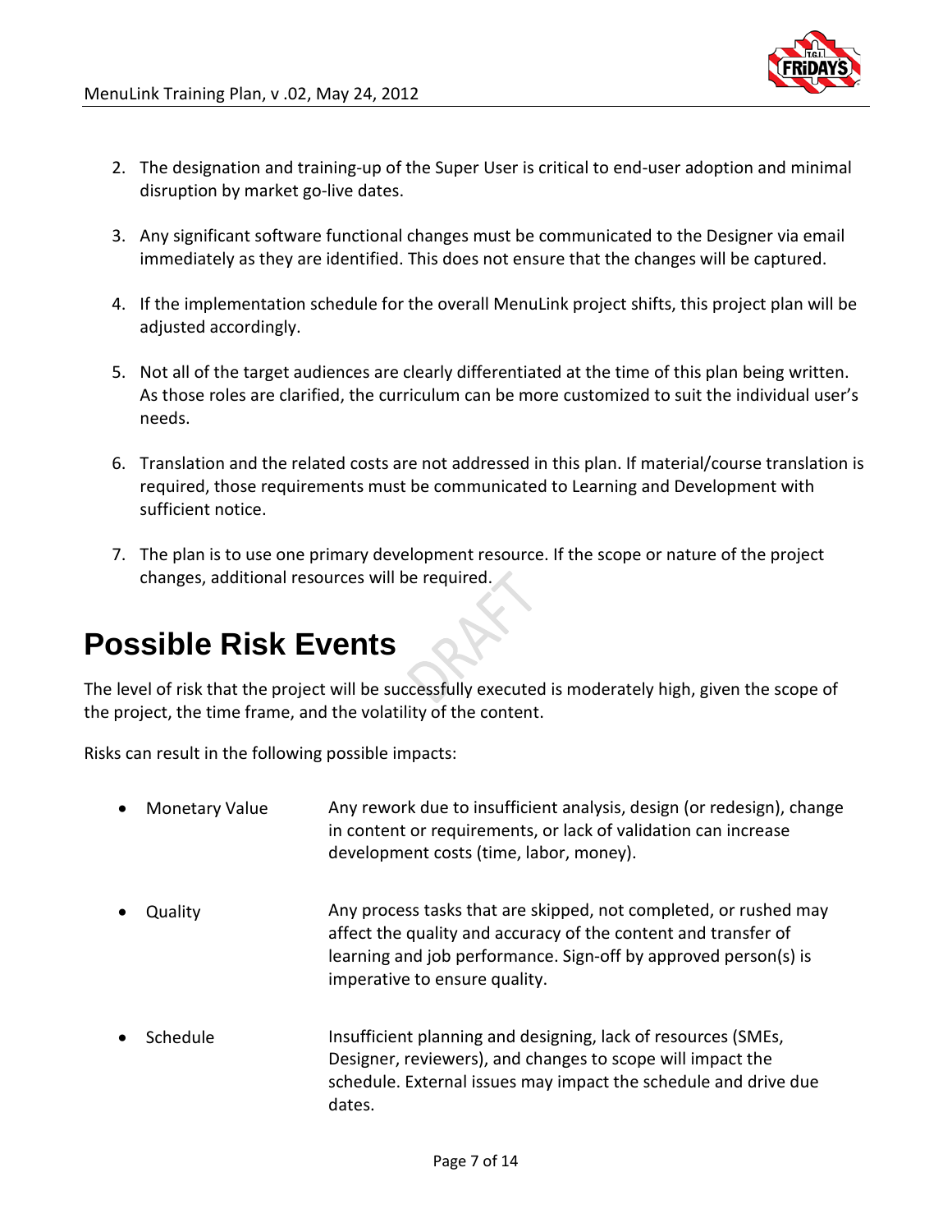2. The designation and training-up of the Super User is critical to end-user adoption and minimal disruption by market go-live dates.

3. Any significant software functional changes must be communicated to the Designer via email immediately as they are identified. This does not ensure that the changes will be captured.

4. If the implementation schedule for the overall MenuLink project shifts, this project plan will be adjusted accordingly.

5. Not all of the target audiences are clearly differentiated at the time of this plan being written. As those roles are clarified, the curriculum can be more customized to suit the individual user's needs.

6. Translation and the related costs are not addressed in this plan. If material/course translation is required, those requirements must be communicated to Learning and Development with sufficient notice.

7. The plan is to use one primary development resource. If the scope or nature of the project changes, additional resources will be required.

# Possible Risk Events

The level of risk that the project will be successfully executed is moderately high, given the scope of the project, the time frame, and the volatility of the content.

Risks can result in the following possible impacts:

- **Monetary Value** — Any rework due to insufficient analysis, design (or redesign), change in content or requirements, or lack of validation can increase development costs (time, labor, money).

- **Quality** — Any process tasks that are skipped, not completed, or rushed may affect the quality and accuracy of the content and transfer of learning and job performance. Sign-off by approved person(s) is imperative to ensure quality.

- **Schedule** — Insufficient planning and designing, lack of resources (SMEs, Designer, reviewers), and changes to scope will impact the schedule. External issues may impact the schedule and drive due dates.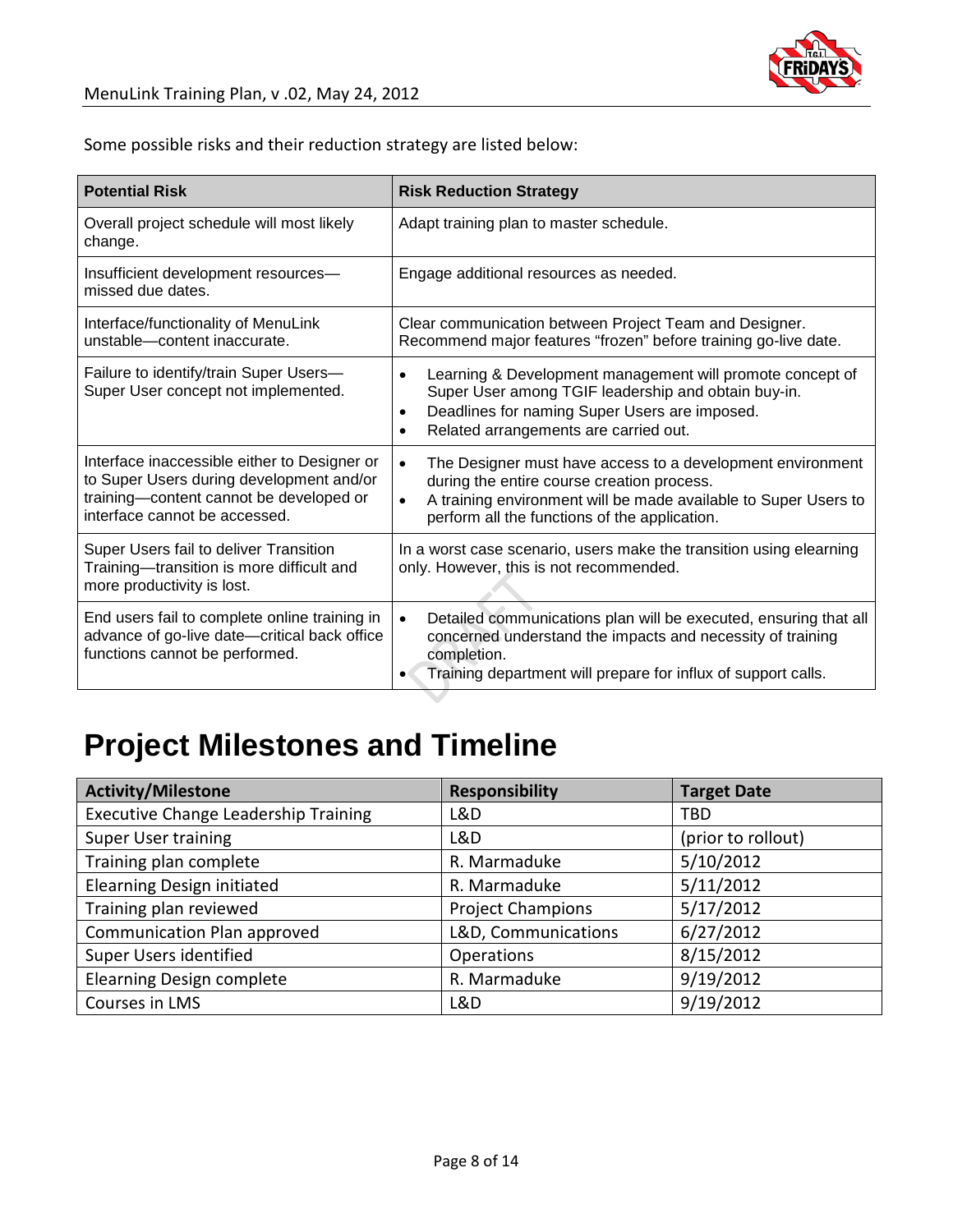Some possible risks and their reduction strategy are listed below:

| Potential Risk | Risk Reduction Strategy |
| --- | --- |
| Overall project schedule will most likely change. | Adapt training plan to master schedule. |
| Insufficient development resources—missed due dates. | Engage additional resources as needed. |
| Interface/functionality of MenuLink unstable—content inaccurate. | Clear communication between Project Team and Designer. Recommend major features “frozen” before training go-live date. |
| Failure to identify/train Super Users—Super User concept not implemented. | • Learning & Development management will promote concept of Super User among TGIF leadership and obtain buy-in.<br>• Deadlines for naming Super Users are imposed.<br>• Related arrangements are carried out. |
| Interface inaccessible either to Designer or to Super Users during development and/or training—content cannot be developed or interface cannot be accessed. | • The Designer must have access to a development environment during the entire course creation process.<br>• A training environment will be made available to Super Users to perform all the functions of the application. |
| Super Users fail to deliver Transition Training—transition is more difficult and more productivity is lost. | In a worst case scenario, users make the transition using elearning only. However, this is not recommended. |
| End users fail to complete online training in advance of go-live date—critical back office functions cannot be performed. | • Detailed communications plan will be executed, ensuring that all concerned understand the impacts and necessity of training completion.<br>• Training department will prepare for influx of support calls. |

# Project Milestones and Timeline

| Activity/Milestone | Responsibility | Target Date |
| --- | --- | --- |
| Executive Change Leadership Training | L&D | TBD |
| Super User training | L&D | (prior to rollout) |
| Training plan complete | R. Marmaduke | 5/10/2012 |
| Elearning Design initiated | R. Marmaduke | 5/11/2012 |
| Training plan reviewed | Project Champions | 5/17/2012 |
| Communication Plan approved | L&D, Communications | 6/27/2012 |
| Super Users identified | Operations | 8/15/2012 |
| Elearning Design complete | R. Marmaduke | 9/19/2012 |
| Courses in LMS | L&D | 9/19/2012 |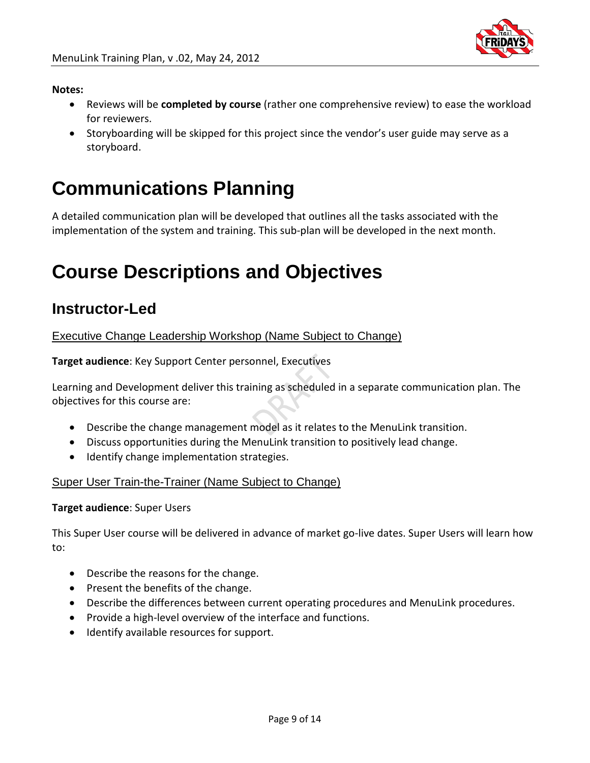**Notes:**

- Reviews will be **completed by course** (rather one comprehensive review) to ease the workload for reviewers.
- Storyboarding will be skipped for this project since the vendor's user guide may serve as a storyboard.

# Communications Planning

A detailed communication plan will be developed that outlines all the tasks associated with the implementation of the system and training. This sub-plan will be developed in the next month.

# Course Descriptions and Objectives

## Instructor-Led

### Executive Change Leadership Workshop (Name Subject to Change)

**Target audience**: Key Support Center personnel, Executives

Learning and Development deliver this training as scheduled in a separate communication plan. The objectives for this course are:

- Describe the change management model as it relates to the MenuLink transition.
- Discuss opportunities during the MenuLink transition to positively lead change.
- Identify change implementation strategies.

### Super User Train-the-Trainer (Name Subject to Change)

**Target audience**: Super Users

This Super User course will be delivered in advance of market go-live dates. Super Users will learn how to:

- Describe the reasons for the change.
- Present the benefits of the change.
- Describe the differences between current operating procedures and MenuLink procedures.
- Provide a high-level overview of the interface and functions.
- Identify available resources for support.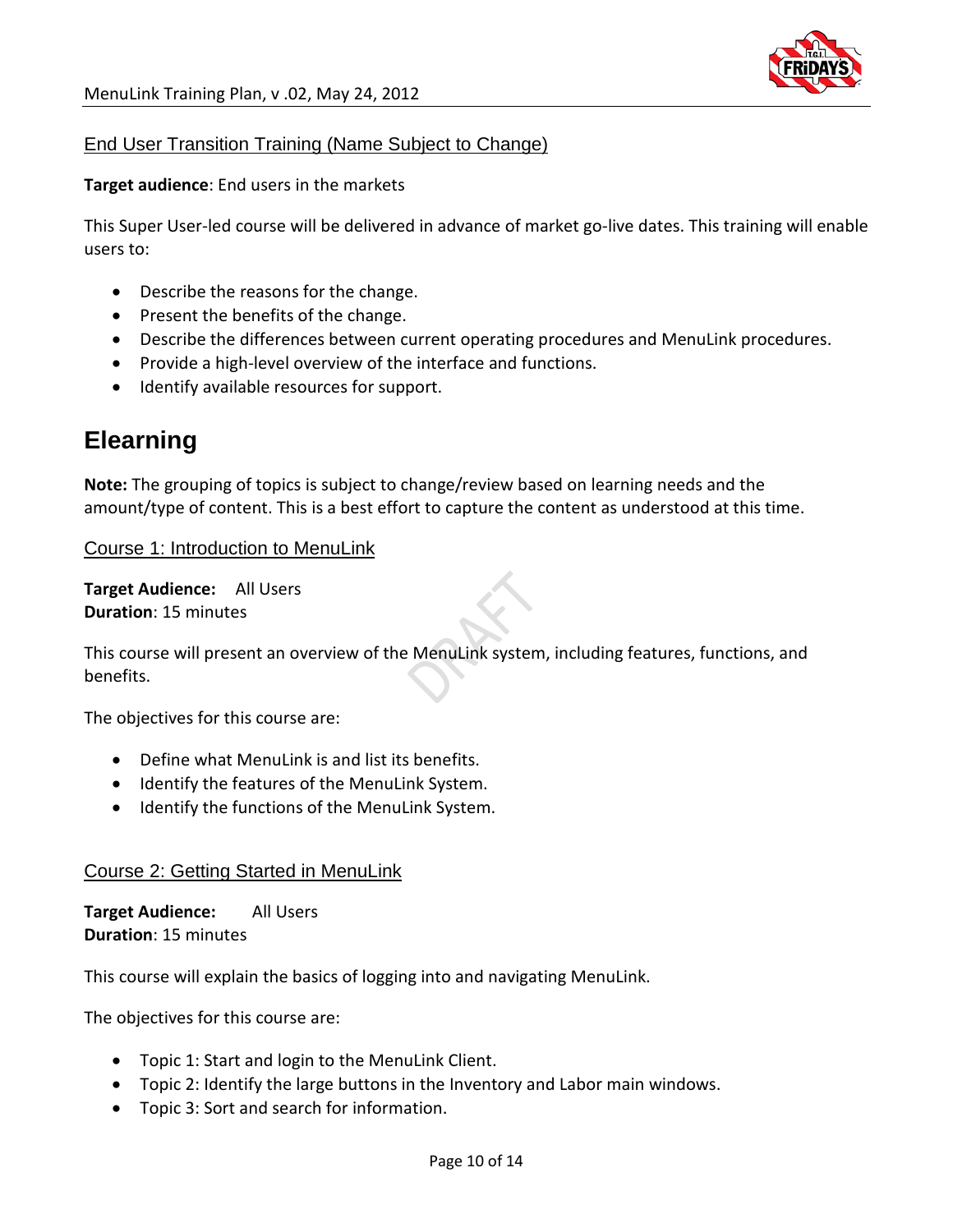### End User Transition Training (Name Subject to Change)

**Target audience**: End users in the markets

This Super User-led course will be delivered in advance of market go-live dates. This training will enable users to:

- Describe the reasons for the change.
- Present the benefits of the change.
- Describe the differences between current operating procedures and MenuLink procedures.
- Provide a high-level overview of the interface and functions.
- Identify available resources for support.

## Elearning

**Note:** The grouping of topics is subject to change/review based on learning needs and the amount/type of content. This is a best effort to capture the content as understood at this time.

### Course 1: Introduction to MenuLink

**Target Audience:** All Users
**Duration**: 15 minutes

This course will present an overview of the MenuLink system, including features, functions, and benefits.

The objectives for this course are:

- Define what MenuLink is and list its benefits.
- Identify the features of the MenuLink System.
- Identify the functions of the MenuLink System.

### Course 2: Getting Started in MenuLink

**Target Audience:** All Users
**Duration**: 15 minutes

This course will explain the basics of logging into and navigating MenuLink.

The objectives for this course are:

- Topic 1: Start and login to the MenuLink Client.
- Topic 2: Identify the large buttons in the Inventory and Labor main windows.
- Topic 3: Sort and search for information.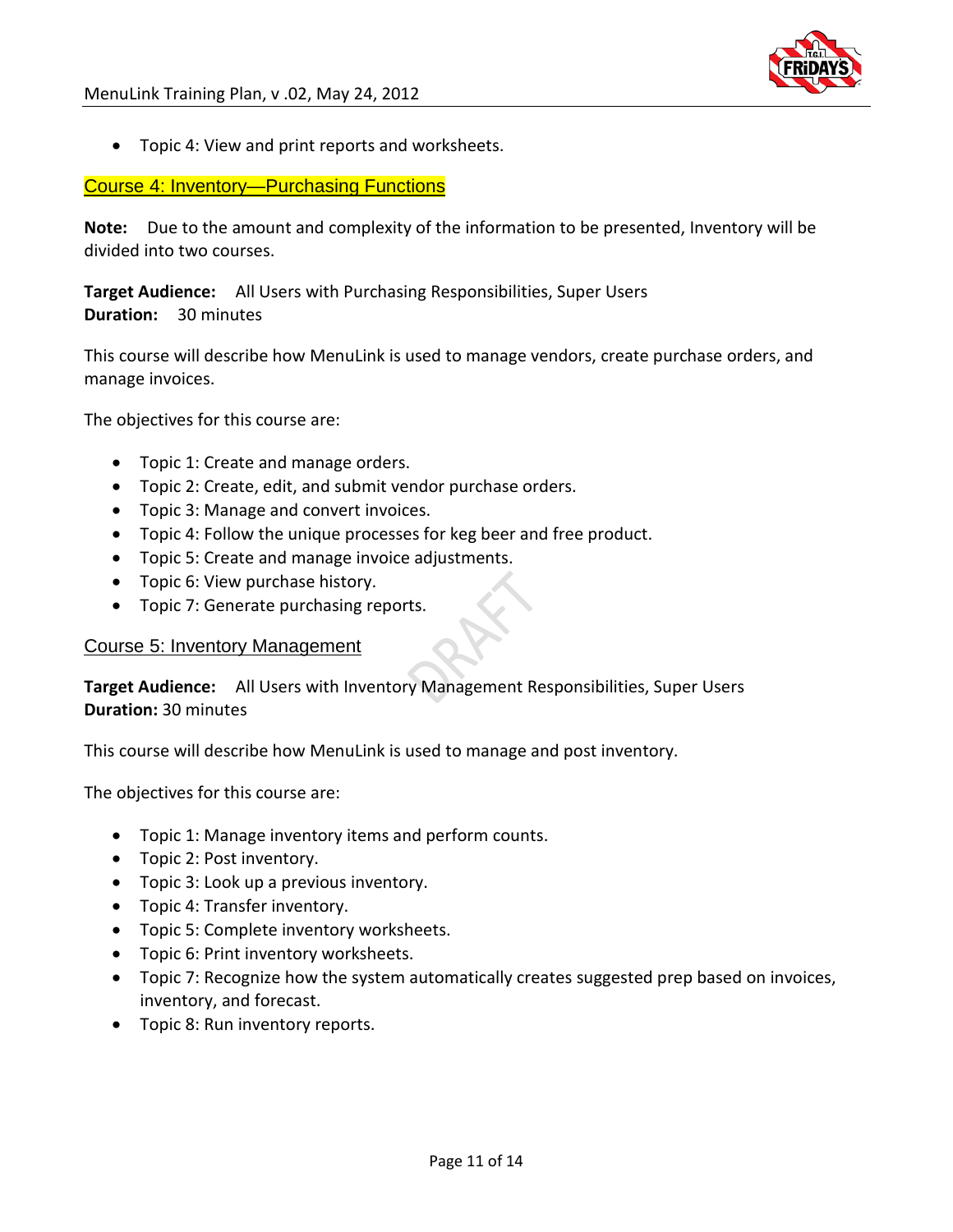- Topic 4: View and print reports and worksheets.

## Course 4: Inventory—Purchasing Functions

**Note:** Due to the amount and complexity of the information to be presented, Inventory will be divided into two courses.

**Target Audience:** All Users with Purchasing Responsibilities, Super Users
**Duration:** 30 minutes

This course will describe how MenuLink is used to manage vendors, create purchase orders, and manage invoices.

The objectives for this course are:

- Topic 1: Create and manage orders.
- Topic 2: Create, edit, and submit vendor purchase orders.
- Topic 3: Manage and convert invoices.
- Topic 4: Follow the unique processes for keg beer and free product.
- Topic 5: Create and manage invoice adjustments.
- Topic 6: View purchase history.
- Topic 7: Generate purchasing reports.

## Course 5: Inventory Management

**Target Audience:** All Users with Inventory Management Responsibilities, Super Users
**Duration:** 30 minutes

This course will describe how MenuLink is used to manage and post inventory.

The objectives for this course are:

- Topic 1: Manage inventory items and perform counts.
- Topic 2: Post inventory.
- Topic 3: Look up a previous inventory.
- Topic 4: Transfer inventory.
- Topic 5: Complete inventory worksheets.
- Topic 6: Print inventory worksheets.
- Topic 7: Recognize how the system automatically creates suggested prep based on invoices, inventory, and forecast.
- Topic 8: Run inventory reports.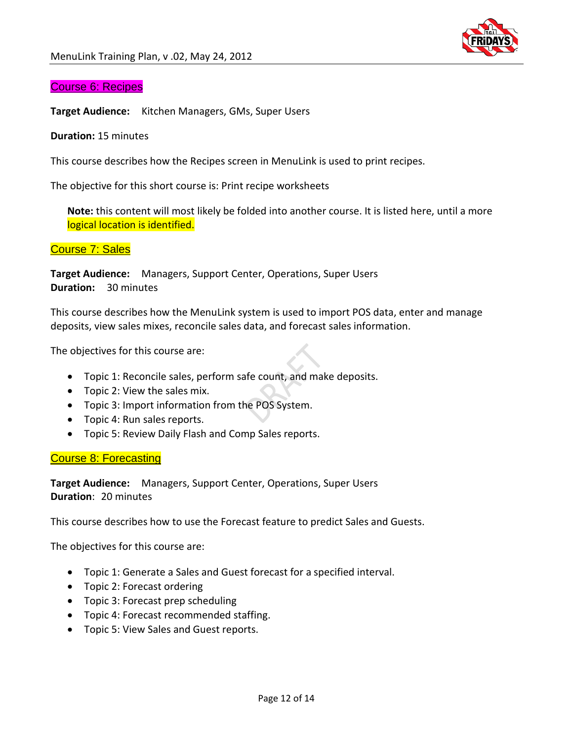## Course 6: Recipes

**Target Audience:** Kitchen Managers, GMs, Super Users

**Duration:** 15 minutes

This course describes how the Recipes screen in MenuLink is used to print recipes.

The objective for this short course is: Print recipe worksheets

> **Note:** this content will most likely be folded into another course. It is listed here, until a more logical location is identified.

## Course 7: Sales

**Target Audience:** Managers, Support Center, Operations, Super Users
**Duration:** 30 minutes

This course describes how the MenuLink system is used to import POS data, enter and manage deposits, view sales mixes, reconcile sales data, and forecast sales information.

The objectives for this course are:

- Topic 1: Reconcile sales, perform safe count, and make deposits.
- Topic 2: View the sales mix.
- Topic 3: Import information from the POS System.
- Topic 4: Run sales reports.
- Topic 5: Review Daily Flash and Comp Sales reports.

## Course 8: Forecasting

**Target Audience:** Managers, Support Center, Operations, Super Users
**Duration**: 20 minutes

This course describes how to use the Forecast feature to predict Sales and Guests.

The objectives for this course are:

- Topic 1: Generate a Sales and Guest forecast for a specified interval.
- Topic 2: Forecast ordering
- Topic 3: Forecast prep scheduling
- Topic 4: Forecast recommended staffing.
- Topic 5: View Sales and Guest reports.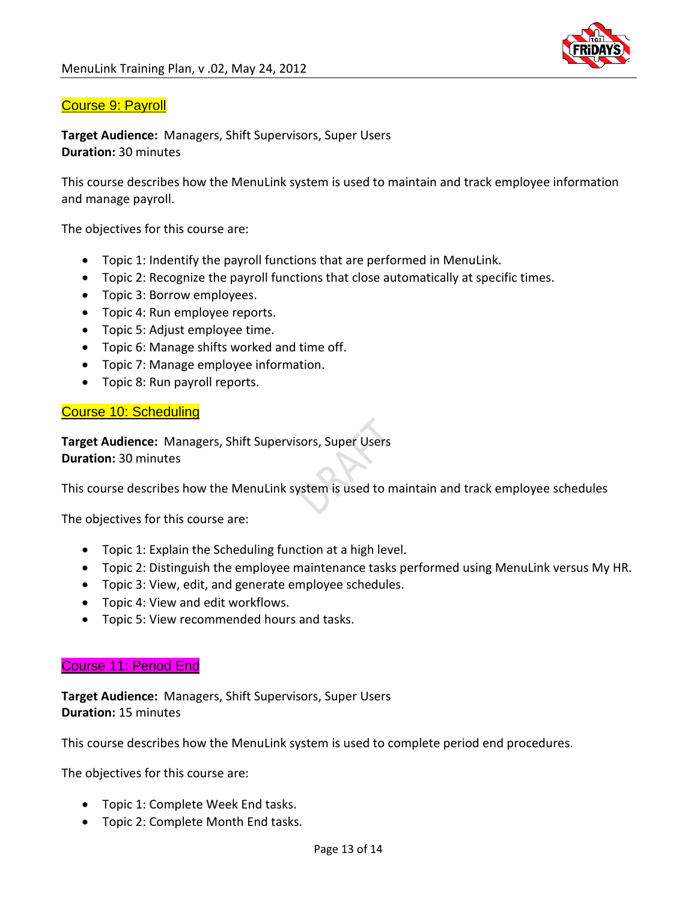## Course 9: Payroll

**Target Audience:** Managers, Shift Supervisors, Super Users
**Duration:** 30 minutes

This course describes how the MenuLink system is used to maintain and track employee information and manage payroll.

The objectives for this course are:

- Topic 1: Indentify the payroll functions that are performed in MenuLink.
- Topic 2: Recognize the payroll functions that close automatically at specific times.
- Topic 3: Borrow employees.
- Topic 4: Run employee reports.
- Topic 5: Adjust employee time.
- Topic 6: Manage shifts worked and time off.
- Topic 7: Manage employee information.
- Topic 8: Run payroll reports.

## Course 10: Scheduling

**Target Audience:** Managers, Shift Supervisors, Super Users
**Duration:** 30 minutes

This course describes how the MenuLink system is used to maintain and track employee schedules

The objectives for this course are:

- Topic 1: Explain the Scheduling function at a high level.
- Topic 2: Distinguish the employee maintenance tasks performed using MenuLink versus My HR.
- Topic 3: View, edit, and generate employee schedules.
- Topic 4: View and edit workflows.
- Topic 5: View recommended hours and tasks.

## Course 11: Period End

**Target Audience:** Managers, Shift Supervisors, Super Users
**Duration:** 15 minutes

This course describes how the MenuLink system is used to complete period end procedures.

The objectives for this course are:

- Topic 1: Complete Week End tasks.
- Topic 2: Complete Month End tasks.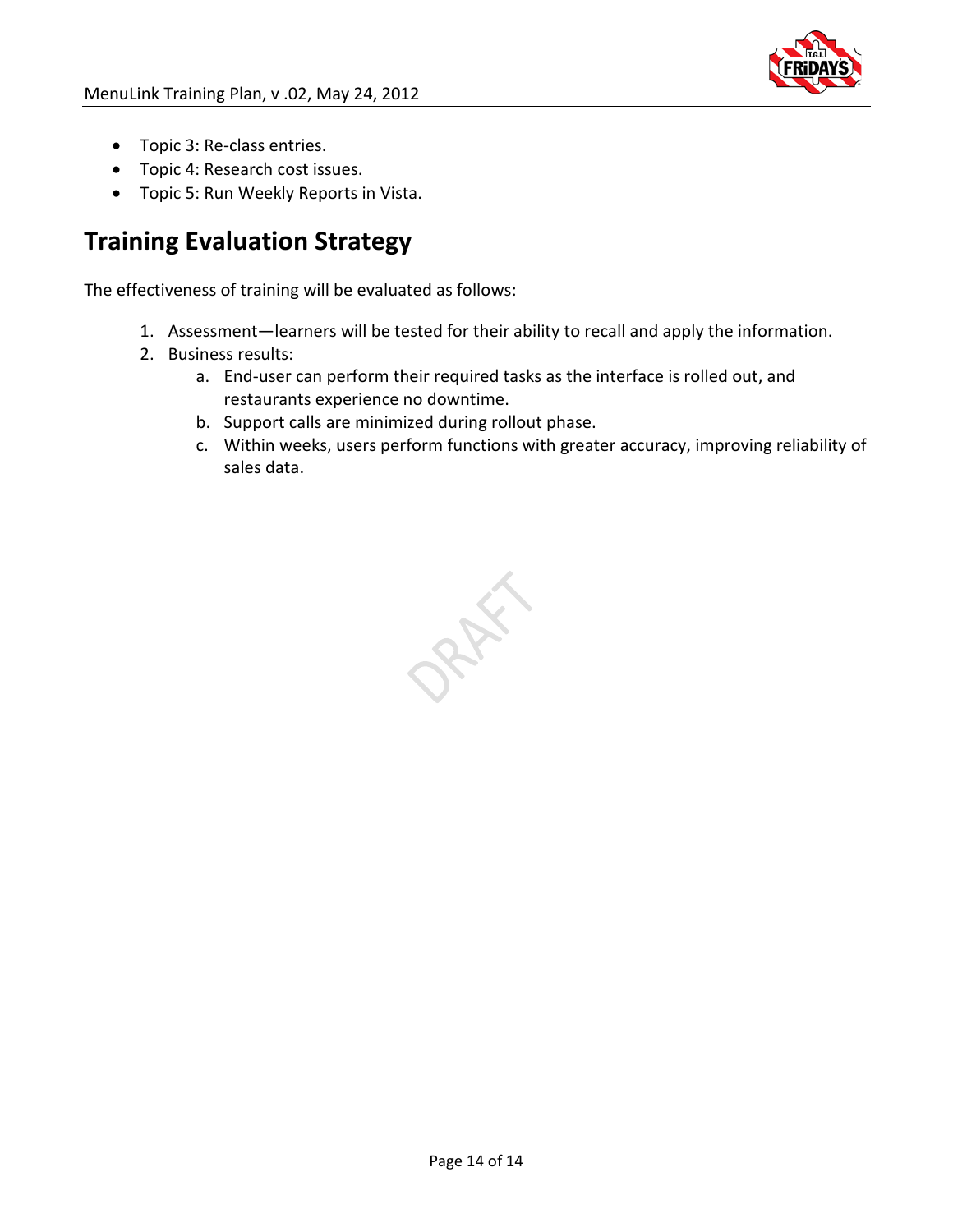- Topic 3: Re-class entries.
- Topic 4: Research cost issues.
- Topic 5: Run Weekly Reports in Vista.

## Training Evaluation Strategy

The effectiveness of training will be evaluated as follows:

1. Assessment—learners will be tested for their ability to recall and apply the information.
2. Business results:
   a. End-user can perform their required tasks as the interface is rolled out, and restaurants experience no downtime.
   b. Support calls are minimized during rollout phase.
   c. Within weeks, users perform functions with greater accuracy, improving reliability of sales data.